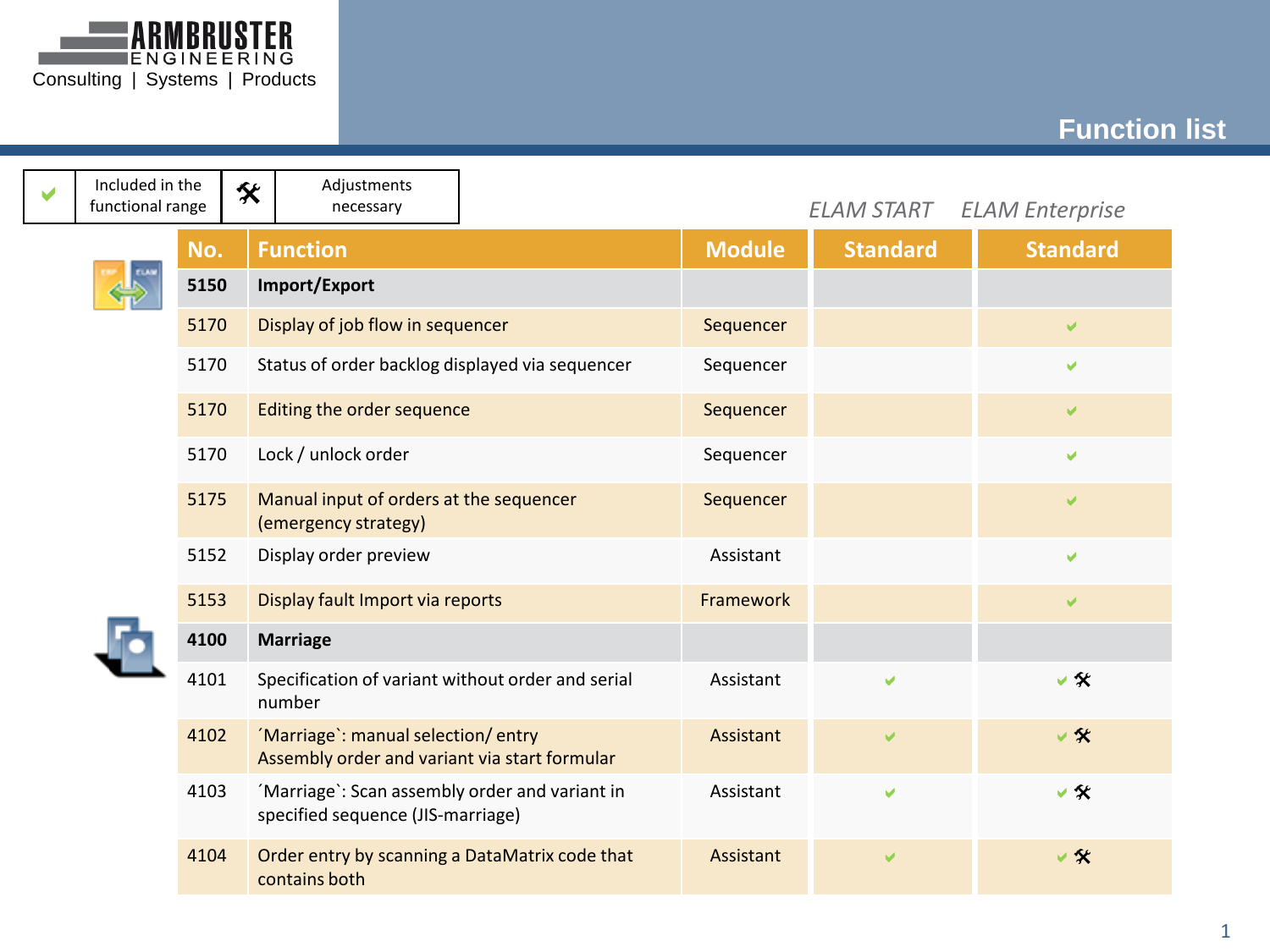ARMBRUSTER ENGINEERING

Consulting | Systems | Products

# Function list

| ✔ | Included in the functional range | 🛠 | Adjustments necessary |
|---|---|---|---|

| No. | Function | Module | *ELAM START* Standard | *ELAM Enterprise* Standard |
|---|---|---|---|---|
| **5150** | **Import/Export** | | | |
| 5170 | Display of job flow in sequencer | Sequencer | | ✔ |
| 5170 | Status of order backlog displayed via sequencer | Sequencer | | ✔ |
| 5170 | Editing the order sequence | Sequencer | | ✔ |
| 5170 | Lock / unlock order | Sequencer | | ✔ |
| 5175 | Manual input of orders at the sequencer (emergency strategy) | Sequencer | | ✔ |
| 5152 | Display order preview | Assistant | | ✔ |
| 5153 | Display fault Import via reports | Framework | | ✔ |
| **4100** | **Marriage** | | | |
| 4101 | Specification of variant without order and serial number | Assistant | ✔ | ✔ 🛠 |
| 4102 | ´Marriage`: manual selection/ entry Assembly order and variant via start formular | Assistant | ✔ | ✔ 🛠 |
| 4103 | ´Marriage`: Scan assembly order and variant in specified sequence (JIS-marriage) | Assistant | ✔ | ✔ 🛠 |
| 4104 | Order entry by scanning a DataMatrix code that contains both | Assistant | ✔ | ✔ 🛠 |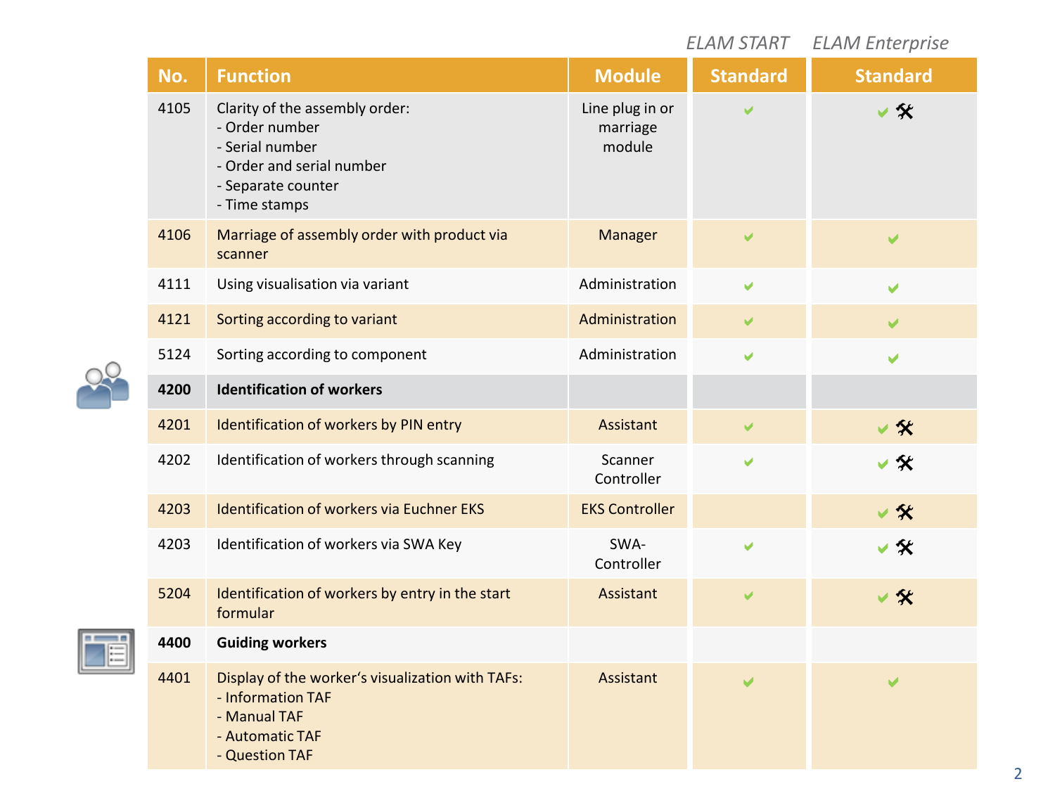| No. | Function | Module | ELAM START Standard | ELAM Enterprise Standard |
|---|---|---|---|---|
| 4105 | Clarity of the assembly order:<br>- Order number<br>- Serial number<br>- Order and serial number<br>- Separate counter<br>- Time stamps | Line plug in or marriage module | ✔ | ✔ 🛠 |
| 4106 | Marriage of assembly order with product via scanner | Manager | ✔ | ✔ |
| 4111 | Using visualisation via variant | Administration | ✔ | ✔ |
| 4121 | Sorting according to variant | Administration | ✔ | ✔ |
| 5124 | Sorting according to component | Administration | ✔ | ✔ |
| **4200** | **Identification of workers** | | | |
| 4201 | Identification of workers by PIN entry | Assistant | ✔ | ✔ 🛠 |
| 4202 | Identification of workers through scanning | Scanner Controller | ✔ | ✔ 🛠 |
| 4203 | Identification of workers via Euchner EKS | EKS Controller | | ✔ 🛠 |
| 4203 | Identification of workers via SWA Key | SWA-Controller | ✔ | ✔ 🛠 |
| 5204 | Identification of workers by entry in the start formular | Assistant | ✔ | ✔ 🛠 |
| **4400** | **Guiding workers** | | | |
| 4401 | Display of the worker's visualization with TAFs:<br>- Information TAF<br>- Manual TAF<br>- Automatic TAF<br>- Question TAF | Assistant | ✔ | ✔ |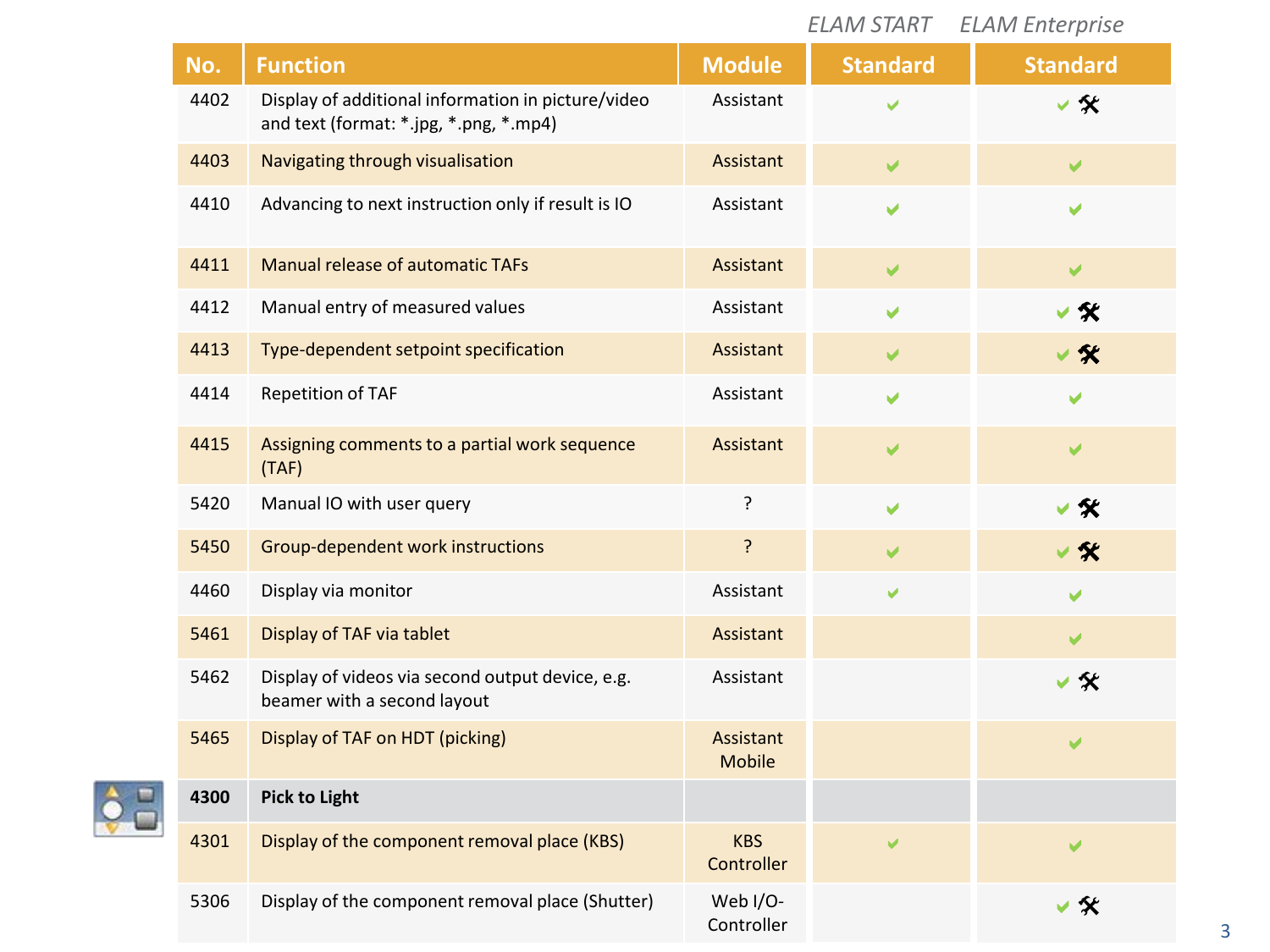| No. | Function | Module | ELAM START<br>Standard | ELAM Enterprise<br>Standard |
|---|---|---|---|---|
| 4402 | Display of additional information in picture/video and text (format: *.jpg, *.png, *.mp4) | Assistant | ✔ | ✔ 🛠 |
| 4403 | Navigating through visualisation | Assistant | ✔ | ✔ |
| 4410 | Advancing to next instruction only if result is IO | Assistant | ✔ | ✔ |
| 4411 | Manual release of automatic TAFs | Assistant | ✔ | ✔ |
| 4412 | Manual entry of measured values | Assistant | ✔ | ✔ 🛠 |
| 4413 | Type-dependent setpoint specification | Assistant | ✔ | ✔ 🛠 |
| 4414 | Repetition of TAF | Assistant | ✔ | ✔ |
| 4415 | Assigning comments to a partial work sequence (TAF) | Assistant | ✔ | ✔ |
| 5420 | Manual IO with user query | ? | ✔ | ✔ 🛠 |
| 5450 | Group-dependent work instructions | ? | ✔ | ✔ 🛠 |
| 4460 | Display via monitor | Assistant | ✔ | ✔ |
| 5461 | Display of TAF via tablet | Assistant | | ✔ |
| 5462 | Display of videos via second output device, e.g. beamer with a second layout | Assistant | | ✔ 🛠 |
| 5465 | Display of TAF on HDT (picking) | Assistant Mobile | | ✔ |
| **4300** | **Pick to Light** | | | |
| 4301 | Display of the component removal place (KBS) | KBS Controller | ✔ | ✔ |
| 5306 | Display of the component removal place (Shutter) | Web I/O-Controller | | ✔ 🛠 |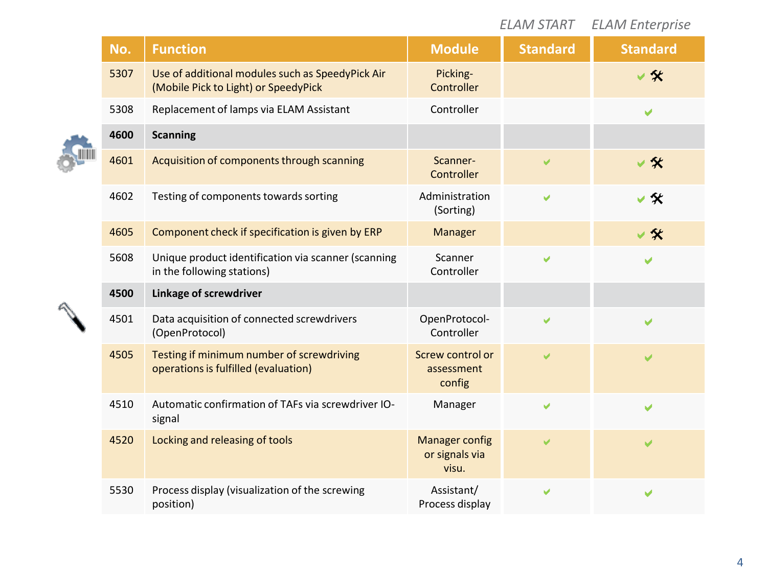| No. | Function | Module | ELAM START Standard | ELAM Enterprise Standard |
|---|---|---|---|---|
| 5307 | Use of additional modules such as SpeedyPick Air (Mobile Pick to Light) or SpeedyPick | Picking-Controller | | ✔ 🛠 |
| 5308 | Replacement of lamps via ELAM Assistant | Controller | | ✔ |
| **4600** | **Scanning** | | | |
| 4601 | Acquisition of components through scanning | Scanner-Controller | ✔ | ✔ 🛠 |
| 4602 | Testing of components towards sorting | Administration (Sorting) | ✔ | ✔ 🛠 |
| 4605 | Component check if specification is given by ERP | Manager | | ✔ 🛠 |
| 5608 | Unique product identification via scanner (scanning in the following stations) | Scanner Controller | ✔ | ✔ |
| **4500** | **Linkage of screwdriver** | | | |
| 4501 | Data acquisition of connected screwdrivers (OpenProtocol) | OpenProtocol-Controller | ✔ | ✔ |
| 4505 | Testing if minimum number of screwdriving operations is fulfilled (evaluation) | Screw control or assessment config | ✔ | ✔ |
| 4510 | Automatic confirmation of TAFs via screwdriver IO-signal | Manager | ✔ | ✔ |
| 4520 | Locking and releasing of tools | Manager config or signals via visu. | ✔ | ✔ |
| 5530 | Process display (visualization of the screwing position) | Assistant/ Process display | ✔ | ✔ |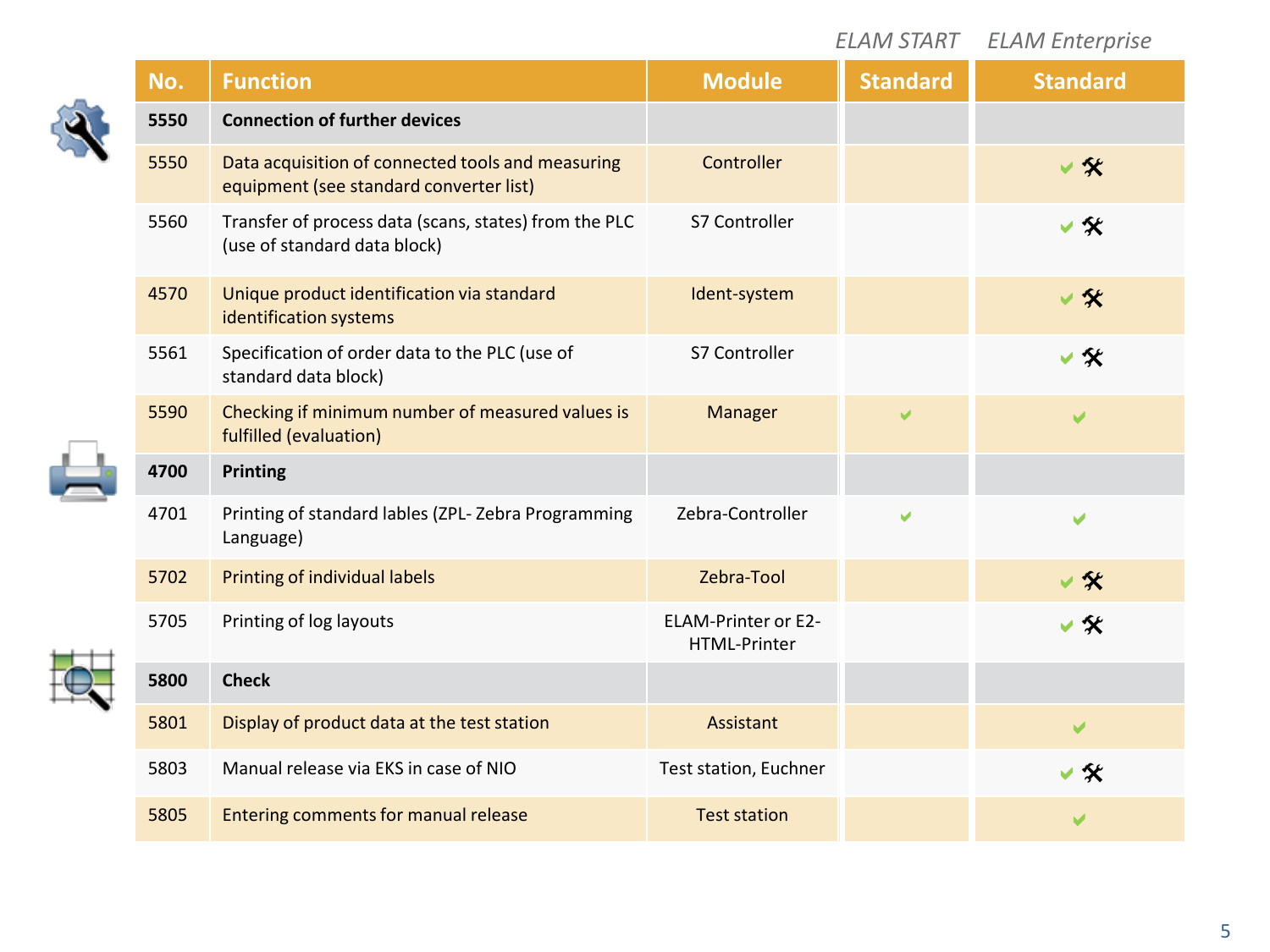| No. | Function | Module | ELAM START<br>Standard | ELAM Enterprise<br>Standard |
|---|---|---|---|---|
| **5550** | **Connection of further devices** | | | |
| 5550 | Data acquisition of connected tools and measuring equipment (see standard converter list) | Controller | | ✔ 🛠 |
| 5560 | Transfer of process data (scans, states) from the PLC (use of standard data block) | S7 Controller | | ✔ 🛠 |
| 4570 | Unique product identification via standard identification systems | Ident-system | | ✔ 🛠 |
| 5561 | Specification of order data to the PLC (use of standard data block) | S7 Controller | | ✔ 🛠 |
| 5590 | Checking if minimum number of measured values is fulfilled (evaluation) | Manager | ✔ | ✔ |
| **4700** | **Printing** | | | |
| 4701 | Printing of standard lables (ZPL- Zebra Programming Language) | Zebra-Controller | ✔ | ✔ |
| 5702 | Printing of individual labels | Zebra-Tool | | ✔ 🛠 |
| 5705 | Printing of log layouts | ELAM-Printer or E2-HTML-Printer | | ✔ 🛠 |
| **5800** | **Check** | | | |
| 5801 | Display of product data at the test station | Assistant | | ✔ |
| 5803 | Manual release via EKS in case of NIO | Test station, Euchner | | ✔ 🛠 |
| 5805 | Entering comments for manual release | Test station | | ✔ |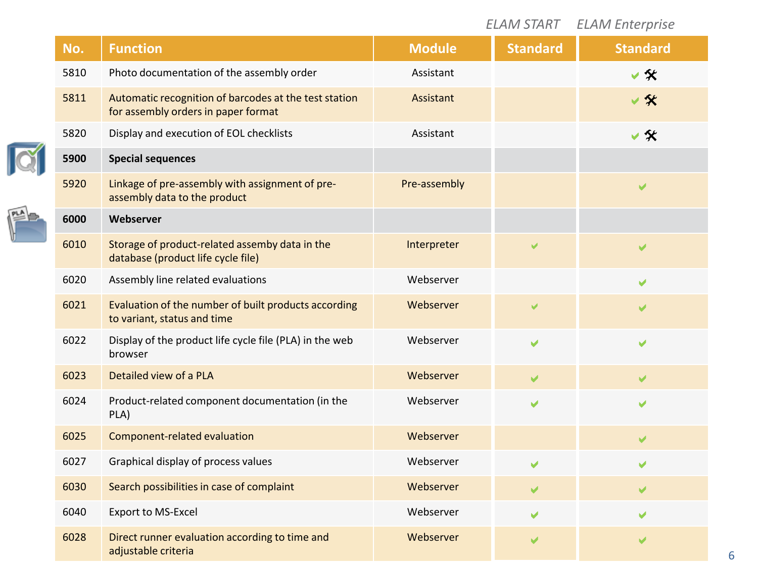| No. | Function | Module | ELAM START Standard | ELAM Enterprise Standard |
|---|---|---|---|---|
| 5810 | Photo documentation of the assembly order | Assistant | | ✔ 🛠 |
| 5811 | Automatic recognition of barcodes at the test station for assembly orders in paper format | Assistant | | ✔ 🛠 |
| 5820 | Display and execution of EOL checklists | Assistant | | ✔ 🛠 |
| **5900** | **Special sequences** | | | |
| 5920 | Linkage of pre-assembly with assignment of pre-assembly data to the product | Pre-assembly | | ✔ |
| **6000** | **Webserver** | | | |
| 6010 | Storage of product-related assemby data in the database (product life cycle file) | Interpreter | ✔ | ✔ |
| 6020 | Assembly line related evaluations | Webserver | | ✔ |
| 6021 | Evaluation of the number of built products according to variant, status and time | Webserver | ✔ | ✔ |
| 6022 | Display of the product life cycle file (PLA) in the web browser | Webserver | ✔ | ✔ |
| 6023 | Detailed view of a PLA | Webserver | ✔ | ✔ |
| 6024 | Product-related component documentation (in the PLA) | Webserver | ✔ | ✔ |
| 6025 | Component-related evaluation | Webserver | | ✔ |
| 6027 | Graphical display of process values | Webserver | ✔ | ✔ |
| 6030 | Search possibilities in case of complaint | Webserver | ✔ | ✔ |
| 6040 | Export to MS-Excel | Webserver | ✔ | ✔ |
| 6028 | Direct runner evaluation according to time and adjustable criteria | Webserver | ✔ | ✔ |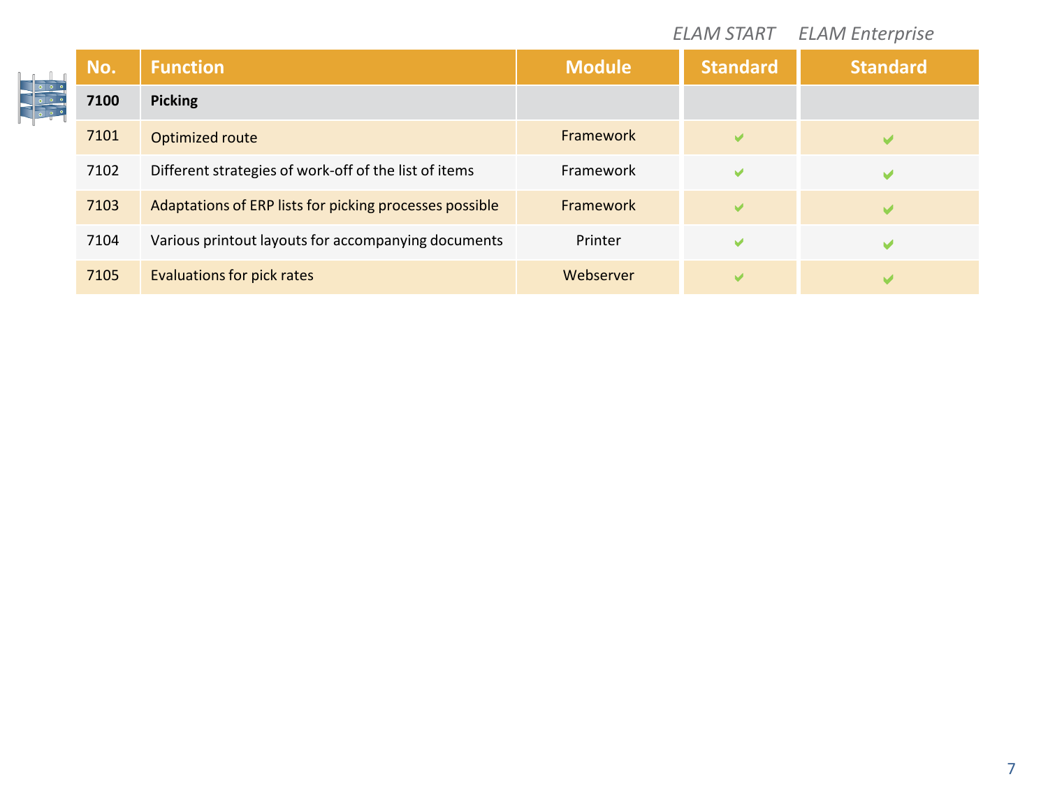| | | | *ELAM START* | *ELAM Enterprise* |
|---|---|---|---|---|
| **No.** | **Function** | **Module** | **Standard** | **Standard** |
| **7100** | **Picking** | | | |
| 7101 | Optimized route | Framework | ✔ | ✔ |
| 7102 | Different strategies of work-off of the list of items | Framework | ✔ | ✔ |
| 7103 | Adaptations of ERP lists for picking processes possible | Framework | ✔ | ✔ |
| 7104 | Various printout layouts for accompanying documents | Printer | ✔ | ✔ |
| 7105 | Evaluations for pick rates | Webserver | ✔ | ✔ |